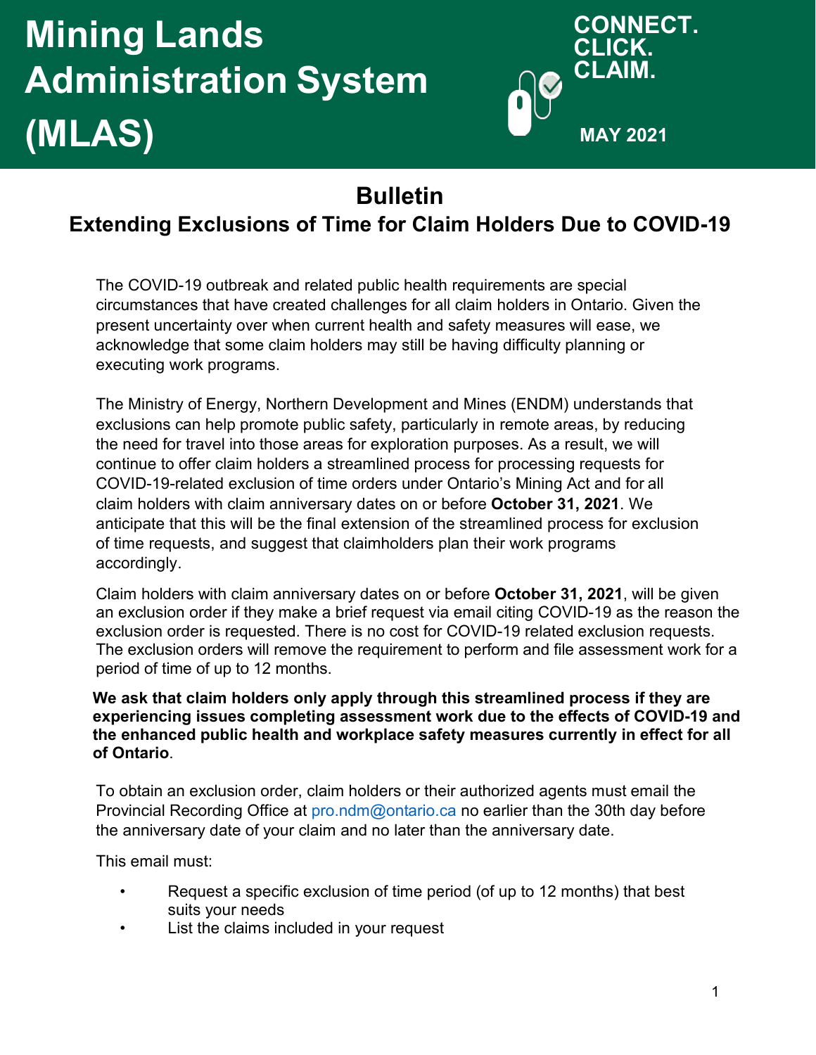# Mining Lands Administration System (MLAS)

CONNECT. CLICK. CLAIM.

MAY 2021

## Bulletin

## Extending Exclusions of Time for Claim Holders Due to COVID-19

The COVID-19 outbreak and related public health requirements are special circumstances that have created challenges for all claim holders in Ontario. Given the present uncertainty over when current health and safety measures will ease, we acknowledge that some claim holders may still be having difficulty planning or executing work programs.

The Ministry of Energy, Northern Development and Mines (ENDM) understands that exclusions can help promote public safety, particularly in remote areas, by reducing the need for travel into those areas for exploration purposes. As a result, we will continue to offer claim holders a streamlined process for processing requests for COVID-19-related exclusion of time orders under Ontario's Mining Act and for all claim holders with claim anniversary dates on or before **October 31, 2021**. We anticipate that this will be the final extension of the streamlined process for exclusion of time requests, and suggest that claimholders plan their work programs accordingly.

Claim holders with claim anniversary dates on or before **October 31, 2021**, will be given an exclusion order if they make a brief request via email citing COVID-19 as the reason the exclusion order is requested. There is no cost for COVID-19 related exclusion requests. The exclusion orders will remove the requirement to perform and file assessment work for a period of time of up to 12 months.

**We ask that claim holders only apply through this streamlined process if they are experiencing issues completing assessment work due to the effects of COVID-19 and the enhanced public health and workplace safety measures currently in effect for all of Ontario**.

To obtain an exclusion order, claim holders or their authorized agents must email the Provincial Recording Office at pro.ndm@ontario.ca no earlier than the 30th day before the anniversary date of your claim and no later than the anniversary date.

This email must:

- Request a specific exclusion of time period (of up to 12 months) that best suits your needs
- List the claims included in your request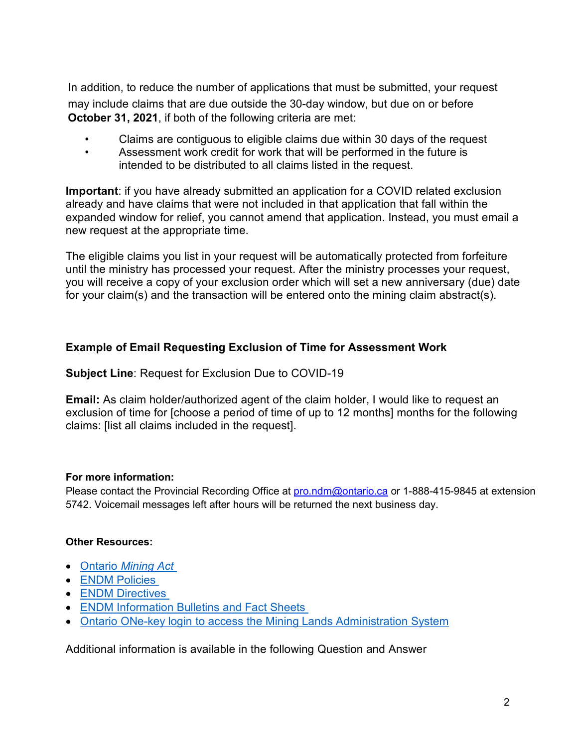In addition, to reduce the number of applications that must be submitted, your request may include claims that are due outside the 30-day window, but due on or before **October 31, 2021**, if both of the following criteria are met:

- Claims are contiguous to eligible claims due within 30 days of the request
- Assessment work credit for work that will be performed in the future is intended to be distributed to all claims listed in the request.

**Important**: if you have already submitted an application for a COVID related exclusion already and have claims that were not included in that application that fall within the expanded window for relief, you cannot amend that application. Instead, you must email a new request at the appropriate time.

The eligible claims you list in your request will be automatically protected from forfeiture until the ministry has processed your request. After the ministry processes your request, you will receive a copy of your exclusion order which will set a new anniversary (due) date for your claim(s) and the transaction will be entered onto the mining claim abstract(s).

### Example of Email Requesting Exclusion of Time for Assessment Work

**Subject Line**: Request for Exclusion Due to COVID-19

**Email:** As claim holder/authorized agent of the claim holder, I would like to request an exclusion of time for [choose a period of time of up to 12 months] months for the following claims: [list all claims included in the request].

**For more information:**

Please contact the Provincial Recording Office at pro.ndm@ontario.ca or 1-888-415-9845 at extension 5742. Voicemail messages left after hours will be returned the next business day.

**Other Resources:**

- Ontario *Mining Act*
- ENDM Policies
- ENDM Directives
- ENDM Information Bulletins and Fact Sheets
- Ontario ONe-key login to access the Mining Lands Administration System

Additional information is available in the following Question and Answer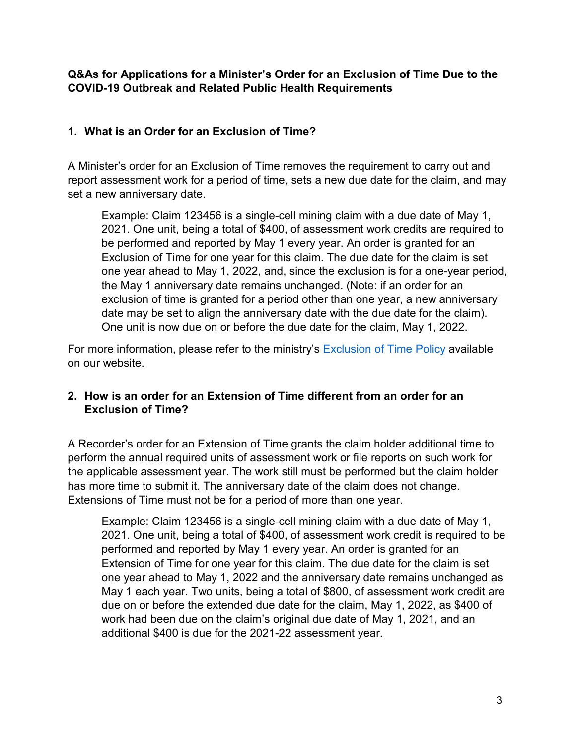**Q&As for Applications for a Minister's Order for an Exclusion of Time Due to the COVID-19 Outbreak and Related Public Health Requirements**

### 1. What is an Order for an Exclusion of Time?

A Minister's order for an Exclusion of Time removes the requirement to carry out and report assessment work for a period of time, sets a new due date for the claim, and may set a new anniversary date.

> Example: Claim 123456 is a single-cell mining claim with a due date of May 1, 2021. One unit, being a total of $400, of assessment work credits are required to be performed and reported by May 1 every year. An order is granted for an Exclusion of Time for one year for this claim. The due date for the claim is set one year ahead to May 1, 2022, and, since the exclusion is for a one-year period, the May 1 anniversary date remains unchanged. (Note: if an order for an exclusion of time is granted for a period other than one year, a new anniversary date may be set to align the anniversary date with the due date for the claim). One unit is now due on or before the due date for the claim, May 1, 2022.

For more information, please refer to the ministry's Exclusion of Time Policy available on our website.

### 2. How is an order for an Extension of Time different from an order for an Exclusion of Time?

A Recorder's order for an Extension of Time grants the claim holder additional time to perform the annual required units of assessment work or file reports on such work for the applicable assessment year. The work still must be performed but the claim holder has more time to submit it. The anniversary date of the claim does not change. Extensions of Time must not be for a period of more than one year.

> Example: Claim 123456 is a single-cell mining claim with a due date of May 1, 2021. One unit, being a total of $400, of assessment work credit is required to be performed and reported by May 1 every year. An order is granted for an Extension of Time for one year for this claim. The due date for the claim is set one year ahead to May 1, 2022 and the anniversary date remains unchanged as May 1 each year. Two units, being a total of $800, of assessment work credit are due on or before the extended due date for the claim, May 1, 2022, as $400 of work had been due on the claim's original due date of May 1, 2021, and an additional $400 is due for the 2021-22 assessment year.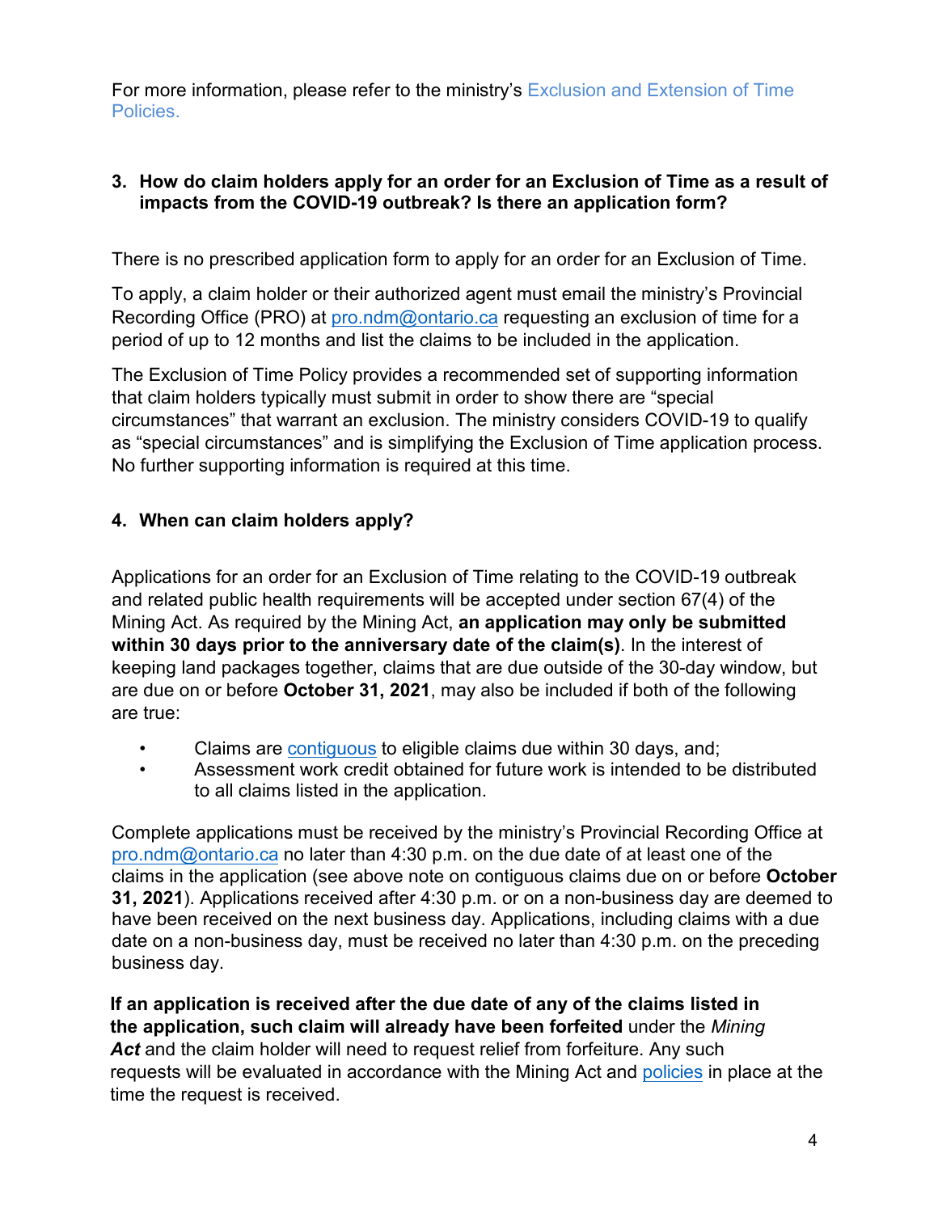For more information, please refer to the ministry's Exclusion and Extension of Time Policies.

### 3. How do claim holders apply for an order for an Exclusion of Time as a result of impacts from the COVID-19 outbreak? Is there an application form?

There is no prescribed application form to apply for an order for an Exclusion of Time.

To apply, a claim holder or their authorized agent must email the ministry's Provincial Recording Office (PRO) at pro.ndm@ontario.ca requesting an exclusion of time for a period of up to 12 months and list the claims to be included in the application.

The Exclusion of Time Policy provides a recommended set of supporting information that claim holders typically must submit in order to show there are "special circumstances" that warrant an exclusion. The ministry considers COVID-19 to qualify as "special circumstances" and is simplifying the Exclusion of Time application process. No further supporting information is required at this time.

### 4. When can claim holders apply?

Applications for an order for an Exclusion of Time relating to the COVID-19 outbreak and related public health requirements will be accepted under section 67(4) of the Mining Act. As required by the Mining Act, **an application may only be submitted within 30 days prior to the anniversary date of the claim(s)**. In the interest of keeping land packages together, claims that are due outside of the 30-day window, but are due on or before **October 31, 2021**, may also be included if both of the following are true:

- Claims are contiguous to eligible claims due within 30 days, and;
- Assessment work credit obtained for future work is intended to be distributed to all claims listed in the application.

Complete applications must be received by the ministry's Provincial Recording Office at pro.ndm@ontario.ca no later than 4:30 p.m. on the due date of at least one of the claims in the application (see above note on contiguous claims due on or before **October 31, 2021**). Applications received after 4:30 p.m. or on a non-business day are deemed to have been received on the next business day. Applications, including claims with a due date on a non-business day, must be received no later than 4:30 p.m. on the preceding business day.

**If an application is received after the due date of any of the claims listed in the application, such claim will already have been forfeited** under the *Mining **Act*** and the claim holder will need to request relief from forfeiture. Any such requests will be evaluated in accordance with the Mining Act and policies in place at the time the request is received.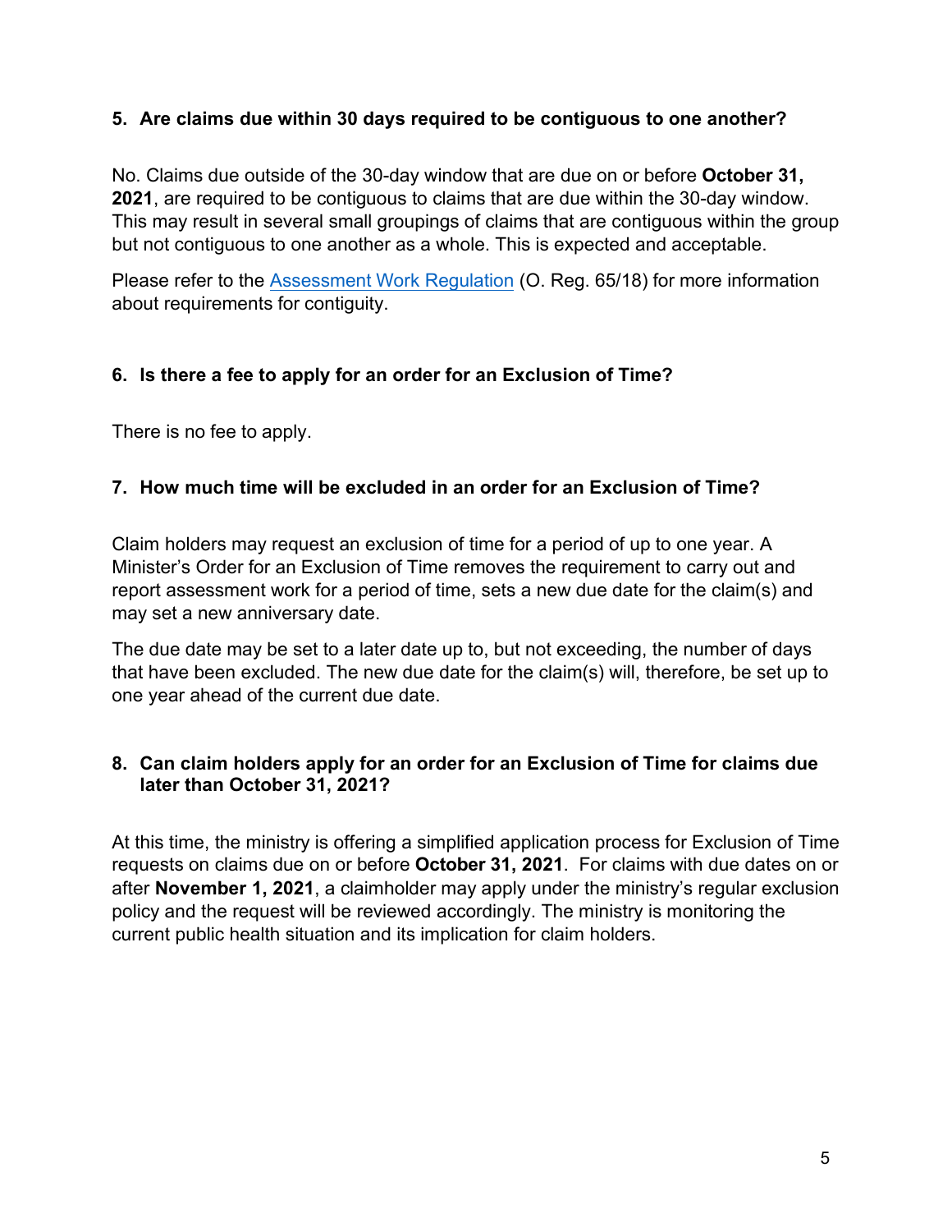### 5. Are claims due within 30 days required to be contiguous to one another?

No. Claims due outside of the 30-day window that are due on or before **October 31, 2021**, are required to be contiguous to claims that are due within the 30-day window. This may result in several small groupings of claims that are contiguous within the group but not contiguous to one another as a whole. This is expected and acceptable.

Please refer to the [Assessment Work Regulation](#) (O. Reg. 65/18) for more information about requirements for contiguity.

### 6. Is there a fee to apply for an order for an Exclusion of Time?

There is no fee to apply.

### 7. How much time will be excluded in an order for an Exclusion of Time?

Claim holders may request an exclusion of time for a period of up to one year. A Minister's Order for an Exclusion of Time removes the requirement to carry out and report assessment work for a period of time, sets a new due date for the claim(s) and may set a new anniversary date.

The due date may be set to a later date up to, but not exceeding, the number of days that have been excluded. The new due date for the claim(s) will, therefore, be set up to one year ahead of the current due date.

### 8. Can claim holders apply for an order for an Exclusion of Time for claims due later than October 31, 2021?

At this time, the ministry is offering a simplified application process for Exclusion of Time requests on claims due on or before **October 31, 2021**. For claims with due dates on or after **November 1, 2021**, a claimholder may apply under the ministry's regular exclusion policy and the request will be reviewed accordingly. The ministry is monitoring the current public health situation and its implication for claim holders.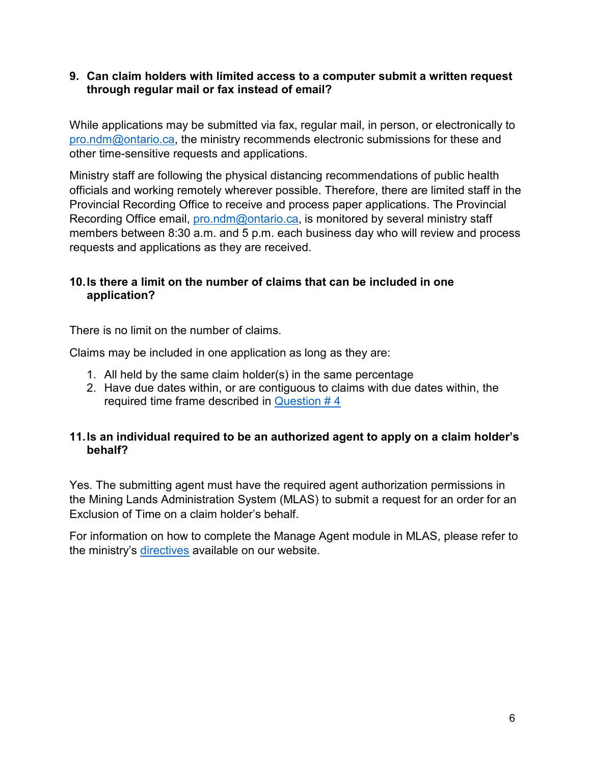**9. Can claim holders with limited access to a computer submit a written request through regular mail or fax instead of email?**

While applications may be submitted via fax, regular mail, in person, or electronically to pro.ndm@ontario.ca, the ministry recommends electronic submissions for these and other time-sensitive requests and applications.

Ministry staff are following the physical distancing recommendations of public health officials and working remotely wherever possible. Therefore, there are limited staff in the Provincial Recording Office to receive and process paper applications. The Provincial Recording Office email, pro.ndm@ontario.ca, is monitored by several ministry staff members between 8:30 a.m. and 5 p.m. each business day who will review and process requests and applications as they are received.

**10. Is there a limit on the number of claims that can be included in one application?**

There is no limit on the number of claims.

Claims may be included in one application as long as they are:

1. All held by the same claim holder(s) in the same percentage
2. Have due dates within, or are contiguous to claims with due dates within, the required time frame described in Question # 4

**11. Is an individual required to be an authorized agent to apply on a claim holder's behalf?**

Yes. The submitting agent must have the required agent authorization permissions in the Mining Lands Administration System (MLAS) to submit a request for an order for an Exclusion of Time on a claim holder's behalf.

For information on how to complete the Manage Agent module in MLAS, please refer to the ministry's directives available on our website.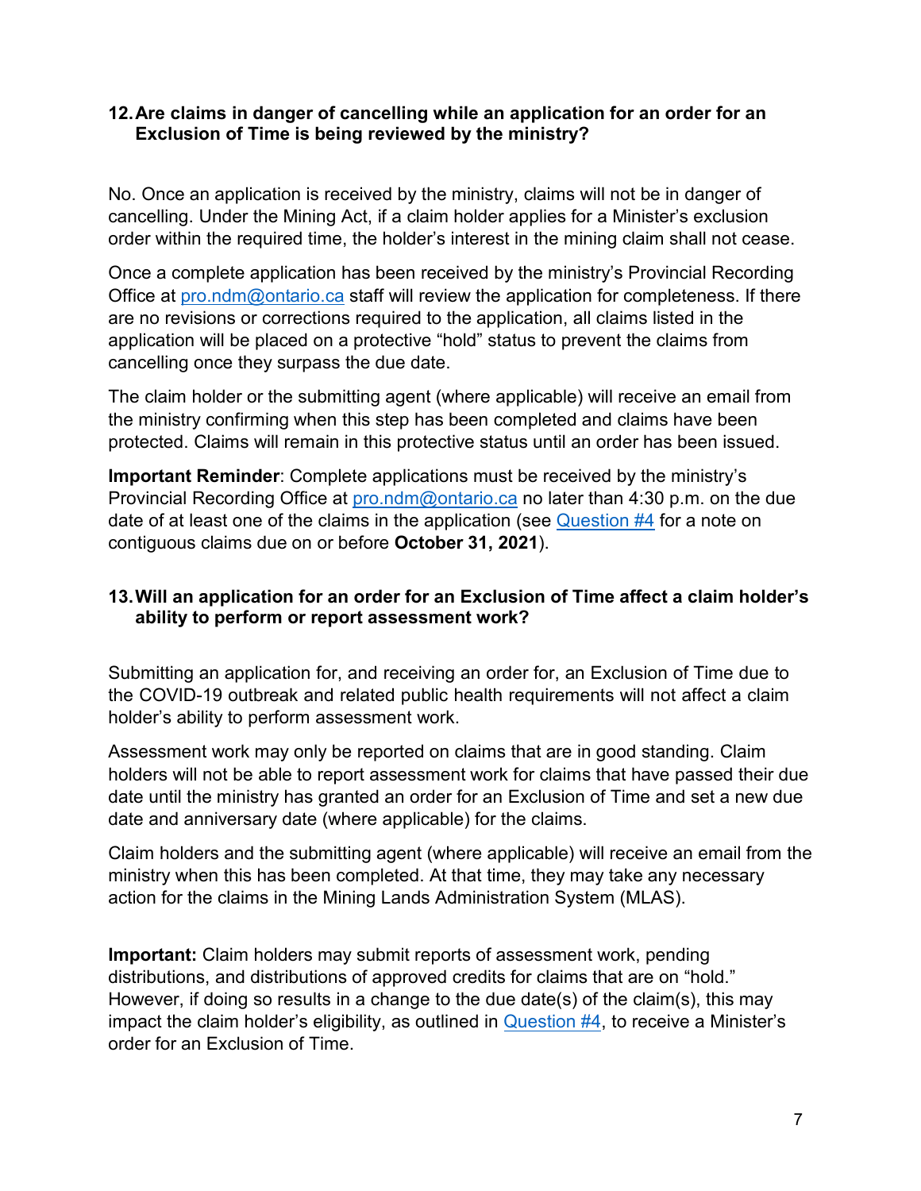### 12. Are claims in danger of cancelling while an application for an order for an Exclusion of Time is being reviewed by the ministry?

No. Once an application is received by the ministry, claims will not be in danger of cancelling. Under the Mining Act, if a claim holder applies for a Minister's exclusion order within the required time, the holder's interest in the mining claim shall not cease.

Once a complete application has been received by the ministry's Provincial Recording Office at [pro.ndm@ontario.ca](mailto:pro.ndm@ontario.ca) staff will review the application for completeness. If there are no revisions or corrections required to the application, all claims listed in the application will be placed on a protective "hold" status to prevent the claims from cancelling once they surpass the due date.

The claim holder or the submitting agent (where applicable) will receive an email from the ministry confirming when this step has been completed and claims have been protected. Claims will remain in this protective status until an order has been issued.

**Important Reminder**: Complete applications must be received by the ministry's Provincial Recording Office at [pro.ndm@ontario.ca](mailto:pro.ndm@ontario.ca) no later than 4:30 p.m. on the due date of at least one of the claims in the application (see [Question #4](#) for a note on contiguous claims due on or before **October 31, 2021**).

### 13. Will an application for an order for an Exclusion of Time affect a claim holder's ability to perform or report assessment work?

Submitting an application for, and receiving an order for, an Exclusion of Time due to the COVID-19 outbreak and related public health requirements will not affect a claim holder's ability to perform assessment work.

Assessment work may only be reported on claims that are in good standing. Claim holders will not be able to report assessment work for claims that have passed their due date until the ministry has granted an order for an Exclusion of Time and set a new due date and anniversary date (where applicable) for the claims.

Claim holders and the submitting agent (where applicable) will receive an email from the ministry when this has been completed. At that time, they may take any necessary action for the claims in the Mining Lands Administration System (MLAS).

**Important:** Claim holders may submit reports of assessment work, pending distributions, and distributions of approved credits for claims that are on "hold." However, if doing so results in a change to the due date(s) of the claim(s), this may impact the claim holder's eligibility, as outlined in [Question #4](#), to receive a Minister's order for an Exclusion of Time.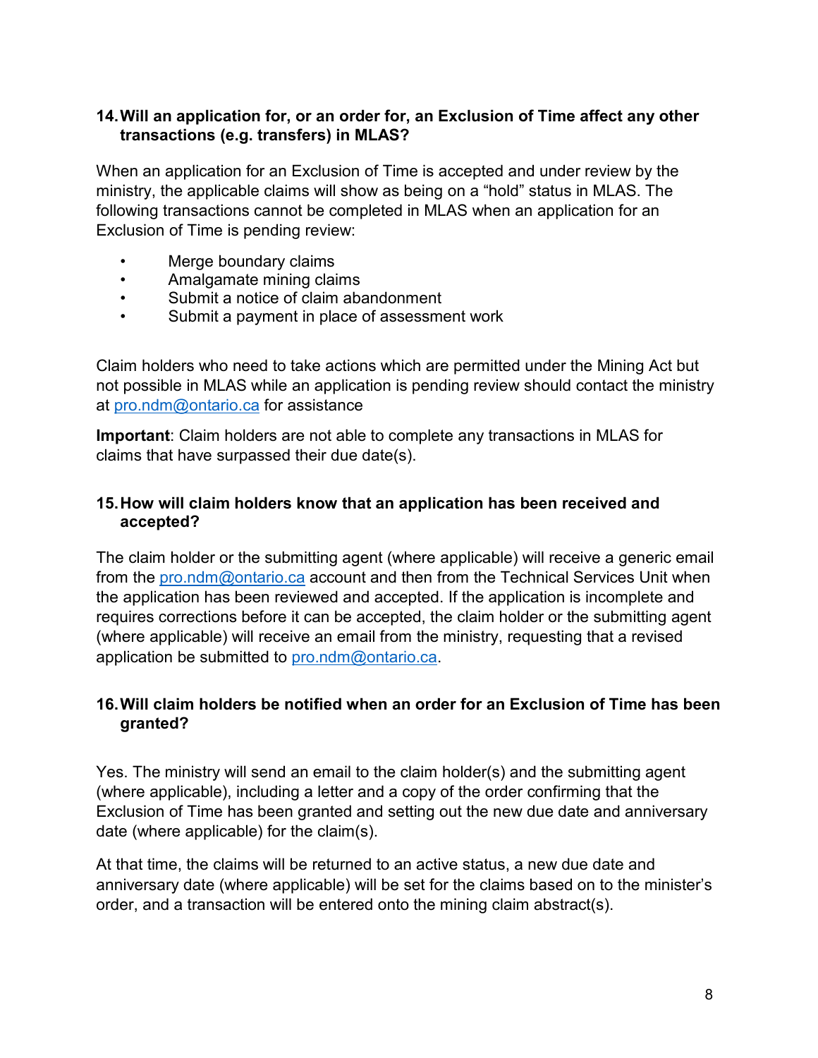### 14. Will an application for, or an order for, an Exclusion of Time affect any other transactions (e.g. transfers) in MLAS?

When an application for an Exclusion of Time is accepted and under review by the ministry, the applicable claims will show as being on a "hold" status in MLAS. The following transactions cannot be completed in MLAS when an application for an Exclusion of Time is pending review:

- Merge boundary claims
- Amalgamate mining claims
- Submit a notice of claim abandonment
- Submit a payment in place of assessment work

Claim holders who need to take actions which are permitted under the Mining Act but not possible in MLAS while an application is pending review should contact the ministry at pro.ndm@ontario.ca for assistance

**Important**: Claim holders are not able to complete any transactions in MLAS for claims that have surpassed their due date(s).

### 15. How will claim holders know that an application has been received and accepted?

The claim holder or the submitting agent (where applicable) will receive a generic email from the pro.ndm@ontario.ca account and then from the Technical Services Unit when the application has been reviewed and accepted. If the application is incomplete and requires corrections before it can be accepted, the claim holder or the submitting agent (where applicable) will receive an email from the ministry, requesting that a revised application be submitted to pro.ndm@ontario.ca.

### 16. Will claim holders be notified when an order for an Exclusion of Time has been granted?

Yes. The ministry will send an email to the claim holder(s) and the submitting agent (where applicable), including a letter and a copy of the order confirming that the Exclusion of Time has been granted and setting out the new due date and anniversary date (where applicable) for the claim(s).

At that time, the claims will be returned to an active status, a new due date and anniversary date (where applicable) will be set for the claims based on to the minister's order, and a transaction will be entered onto the mining claim abstract(s).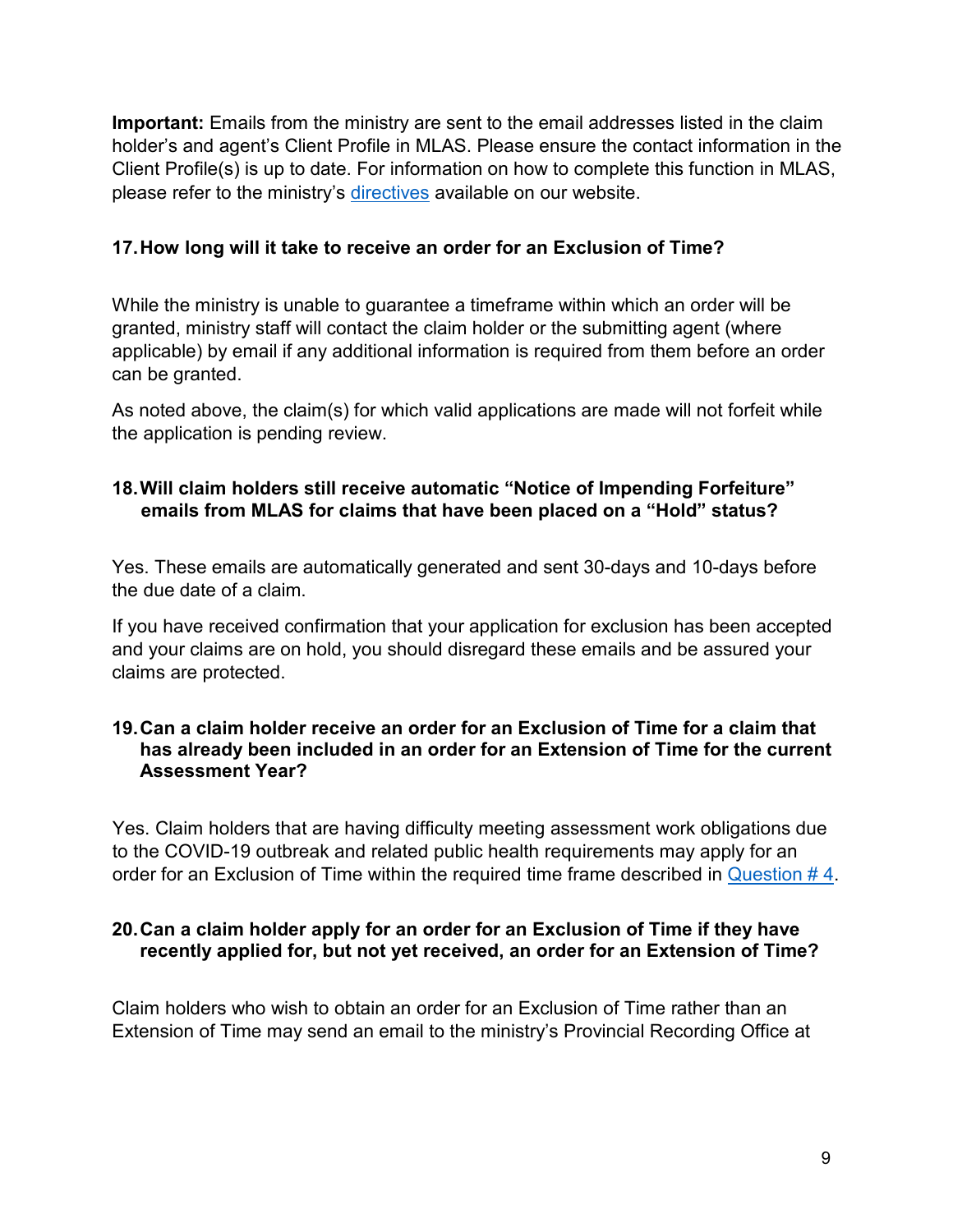**Important:** Emails from the ministry are sent to the email addresses listed in the claim holder's and agent's Client Profile in MLAS. Please ensure the contact information in the Client Profile(s) is up to date. For information on how to complete this function in MLAS, please refer to the ministry's directives available on our website.

### 17. How long will it take to receive an order for an Exclusion of Time?

While the ministry is unable to guarantee a timeframe within which an order will be granted, ministry staff will contact the claim holder or the submitting agent (where applicable) by email if any additional information is required from them before an order can be granted.

As noted above, the claim(s) for which valid applications are made will not forfeit while the application is pending review.

### 18. Will claim holders still receive automatic "Notice of Impending Forfeiture" emails from MLAS for claims that have been placed on a "Hold" status?

Yes. These emails are automatically generated and sent 30-days and 10-days before the due date of a claim.

If you have received confirmation that your application for exclusion has been accepted and your claims are on hold, you should disregard these emails and be assured your claims are protected.

### 19. Can a claim holder receive an order for an Exclusion of Time for a claim that has already been included in an order for an Extension of Time for the current Assessment Year?

Yes. Claim holders that are having difficulty meeting assessment work obligations due to the COVID-19 outbreak and related public health requirements may apply for an order for an Exclusion of Time within the required time frame described in Question # 4.

### 20. Can a claim holder apply for an order for an Exclusion of Time if they have recently applied for, but not yet received, an order for an Extension of Time?

Claim holders who wish to obtain an order for an Exclusion of Time rather than an Extension of Time may send an email to the ministry's Provincial Recording Office at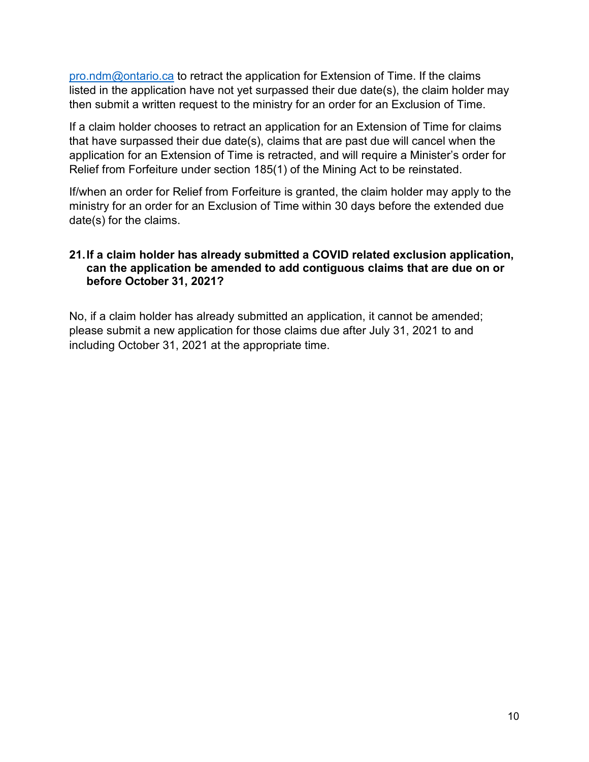pro.ndm@ontario.ca to retract the application for Extension of Time. If the claims listed in the application have not yet surpassed their due date(s), the claim holder may then submit a written request to the ministry for an order for an Exclusion of Time.

If a claim holder chooses to retract an application for an Extension of Time for claims that have surpassed their due date(s), claims that are past due will cancel when the application for an Extension of Time is retracted, and will require a Minister's order for Relief from Forfeiture under section 185(1) of the Mining Act to be reinstated.

If/when an order for Relief from Forfeiture is granted, the claim holder may apply to the ministry for an order for an Exclusion of Time within 30 days before the extended due date(s) for the claims.

**21. If a claim holder has already submitted a COVID related exclusion application, can the application be amended to add contiguous claims that are due on or before October 31, 2021?**

No, if a claim holder has already submitted an application, it cannot be amended; please submit a new application for those claims due after July 31, 2021 to and including October 31, 2021 at the appropriate time.